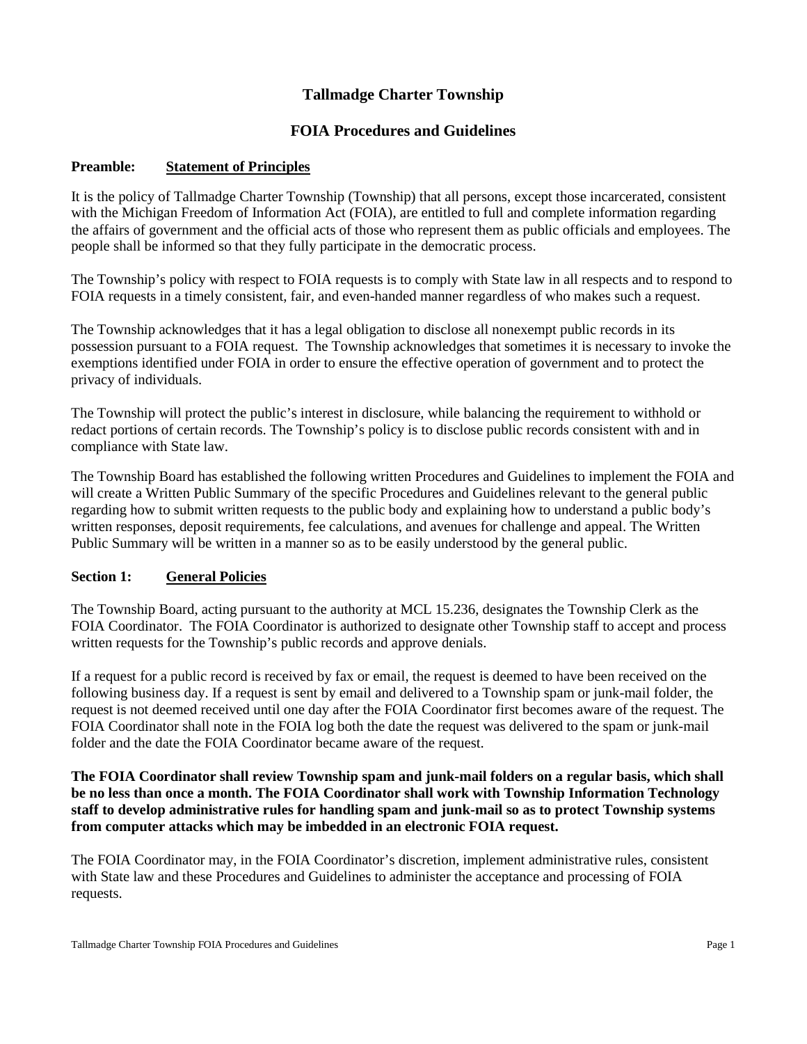# Tallmadge Charter Township

## FOIA Procedures and Guidelines

**Preamble:** **Statement of Principles**

It is the policy of Tallmadge Charter Township (Township) that all persons, except those incarcerated, consistent with the Michigan Freedom of Information Act (FOIA), are entitled to full and complete information regarding the affairs of government and the official acts of those who represent them as public officials and employees. The people shall be informed so that they fully participate in the democratic process.

The Township's policy with respect to FOIA requests is to comply with State law in all respects and to respond to FOIA requests in a timely consistent, fair, and even-handed manner regardless of who makes such a request.

The Township acknowledges that it has a legal obligation to disclose all nonexempt public records in its possession pursuant to a FOIA request. The Township acknowledges that sometimes it is necessary to invoke the exemptions identified under FOIA in order to ensure the effective operation of government and to protect the privacy of individuals.

The Township will protect the public's interest in disclosure, while balancing the requirement to withhold or redact portions of certain records. The Township's policy is to disclose public records consistent with and in compliance with State law.

The Township Board has established the following written Procedures and Guidelines to implement the FOIA and will create a Written Public Summary of the specific Procedures and Guidelines relevant to the general public regarding how to submit written requests to the public body and explaining how to understand a public body's written responses, deposit requirements, fee calculations, and avenues for challenge and appeal. The Written Public Summary will be written in a manner so as to be easily understood by the general public.

**Section 1:** **General Policies**

The Township Board, acting pursuant to the authority at MCL 15.236, designates the Township Clerk as the FOIA Coordinator. The FOIA Coordinator is authorized to designate other Township staff to accept and process written requests for the Township's public records and approve denials.

If a request for a public record is received by fax or email, the request is deemed to have been received on the following business day. If a request is sent by email and delivered to a Township spam or junk-mail folder, the request is not deemed received until one day after the FOIA Coordinator first becomes aware of the request. The FOIA Coordinator shall note in the FOIA log both the date the request was delivered to the spam or junk-mail folder and the date the FOIA Coordinator became aware of the request.

**The FOIA Coordinator shall review Township spam and junk-mail folders on a regular basis, which shall be no less than once a month. The FOIA Coordinator shall work with Township Information Technology staff to develop administrative rules for handling spam and junk-mail so as to protect Township systems from computer attacks which may be imbedded in an electronic FOIA request.**

The FOIA Coordinator may, in the FOIA Coordinator's discretion, implement administrative rules, consistent with State law and these Procedures and Guidelines to administer the acceptance and processing of FOIA requests.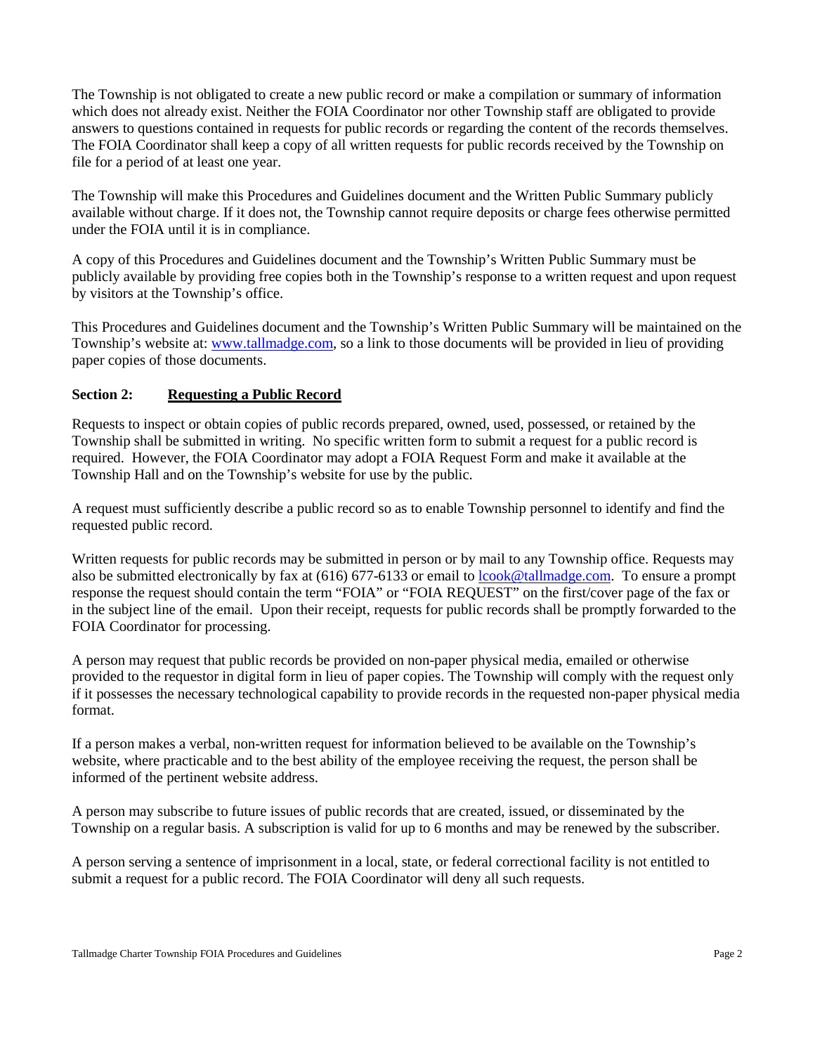The Township is not obligated to create a new public record or make a compilation or summary of information which does not already exist. Neither the FOIA Coordinator nor other Township staff are obligated to provide answers to questions contained in requests for public records or regarding the content of the records themselves. The FOIA Coordinator shall keep a copy of all written requests for public records received by the Township on file for a period of at least one year.

The Township will make this Procedures and Guidelines document and the Written Public Summary publicly available without charge. If it does not, the Township cannot require deposits or charge fees otherwise permitted under the FOIA until it is in compliance.

A copy of this Procedures and Guidelines document and the Township's Written Public Summary must be publicly available by providing free copies both in the Township's response to a written request and upon request by visitors at the Township's office.

This Procedures and Guidelines document and the Township's Written Public Summary will be maintained on the Township's website at: [www.tallmadge.com](http://www.tallmadge.com), so a link to those documents will be provided in lieu of providing paper copies of those documents.

## Section 2: Requesting a Public Record

Requests to inspect or obtain copies of public records prepared, owned, used, possessed, or retained by the Township shall be submitted in writing. No specific written form to submit a request for a public record is required. However, the FOIA Coordinator may adopt a FOIA Request Form and make it available at the Township Hall and on the Township's website for use by the public.

A request must sufficiently describe a public record so as to enable Township personnel to identify and find the requested public record.

Written requests for public records may be submitted in person or by mail to any Township office. Requests may also be submitted electronically by fax at (616) 677-6133 or email to [lcook@tallmadge.com](mailto:lcook@tallmadge.com). To ensure a prompt response the request should contain the term "FOIA" or "FOIA REQUEST" on the first/cover page of the fax or in the subject line of the email. Upon their receipt, requests for public records shall be promptly forwarded to the FOIA Coordinator for processing.

A person may request that public records be provided on non-paper physical media, emailed or otherwise provided to the requestor in digital form in lieu of paper copies. The Township will comply with the request only if it possesses the necessary technological capability to provide records in the requested non-paper physical media format.

If a person makes a verbal, non-written request for information believed to be available on the Township's website, where practicable and to the best ability of the employee receiving the request, the person shall be informed of the pertinent website address.

A person may subscribe to future issues of public records that are created, issued, or disseminated by the Township on a regular basis. A subscription is valid for up to 6 months and may be renewed by the subscriber.

A person serving a sentence of imprisonment in a local, state, or federal correctional facility is not entitled to submit a request for a public record. The FOIA Coordinator will deny all such requests.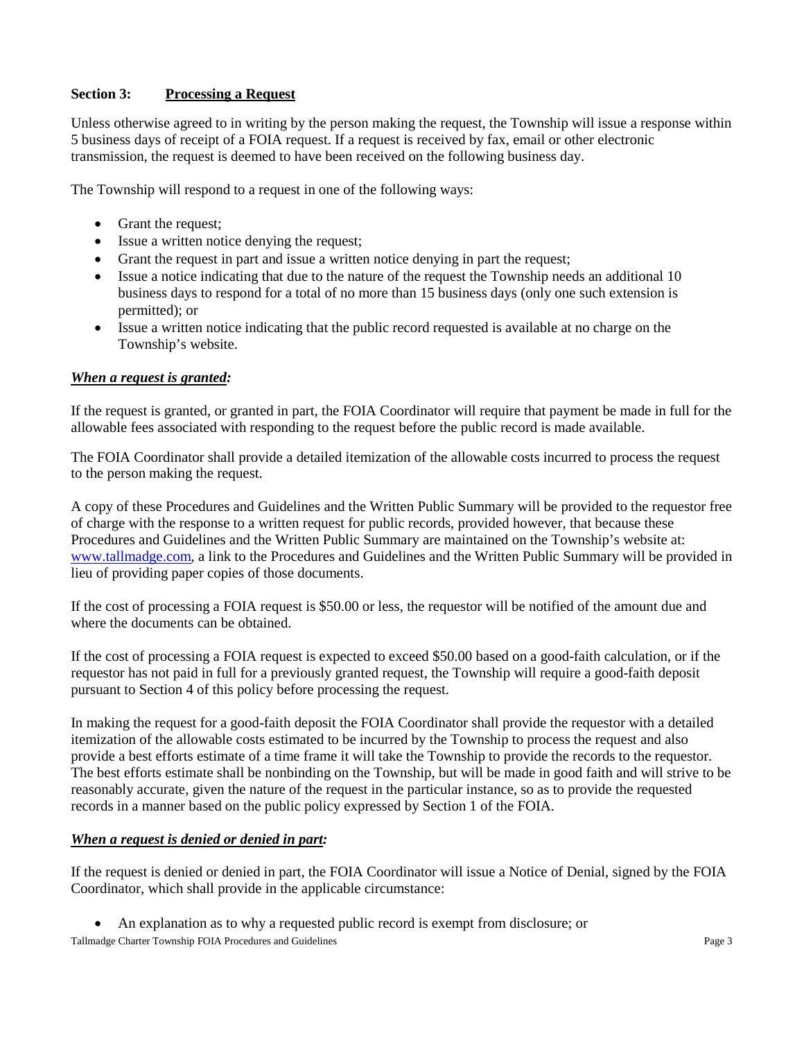### Section 3: Processing a Request

Unless otherwise agreed to in writing by the person making the request, the Township will issue a response within 5 business days of receipt of a FOIA request. If a request is received by fax, email or other electronic transmission, the request is deemed to have been received on the following business day.

The Township will respond to a request in one of the following ways:

- Grant the request;
- Issue a written notice denying the request;
- Grant the request in part and issue a written notice denying in part the request;
- Issue a notice indicating that due to the nature of the request the Township needs an additional 10 business days to respond for a total of no more than 15 business days (only one such extension is permitted); or
- Issue a written notice indicating that the public record requested is available at no charge on the Township's website.

***When a request is granted:***

If the request is granted, or granted in part, the FOIA Coordinator will require that payment be made in full for the allowable fees associated with responding to the request before the public record is made available.

The FOIA Coordinator shall provide a detailed itemization of the allowable costs incurred to process the request to the person making the request.

A copy of these Procedures and Guidelines and the Written Public Summary will be provided to the requestor free of charge with the response to a written request for public records, provided however, that because these Procedures and Guidelines and the Written Public Summary are maintained on the Township's website at: [www.tallmadge.com](http://www.tallmadge.com), a link to the Procedures and Guidelines and the Written Public Summary will be provided in lieu of providing paper copies of those documents.

If the cost of processing a FOIA request is $50.00 or less, the requestor will be notified of the amount due and where the documents can be obtained.

If the cost of processing a FOIA request is expected to exceed $50.00 based on a good-faith calculation, or if the requestor has not paid in full for a previously granted request, the Township will require a good-faith deposit pursuant to Section 4 of this policy before processing the request.

In making the request for a good-faith deposit the FOIA Coordinator shall provide the requestor with a detailed itemization of the allowable costs estimated to be incurred by the Township to process the request and also provide a best efforts estimate of a time frame it will take the Township to provide the records to the requestor. The best efforts estimate shall be nonbinding on the Township, but will be made in good faith and will strive to be reasonably accurate, given the nature of the request in the particular instance, so as to provide the requested records in a manner based on the public policy expressed by Section 1 of the FOIA.

***When a request is denied or denied in part:***

If the request is denied or denied in part, the FOIA Coordinator will issue a Notice of Denial, signed by the FOIA Coordinator, which shall provide in the applicable circumstance:

- An explanation as to why a requested public record is exempt from disclosure; or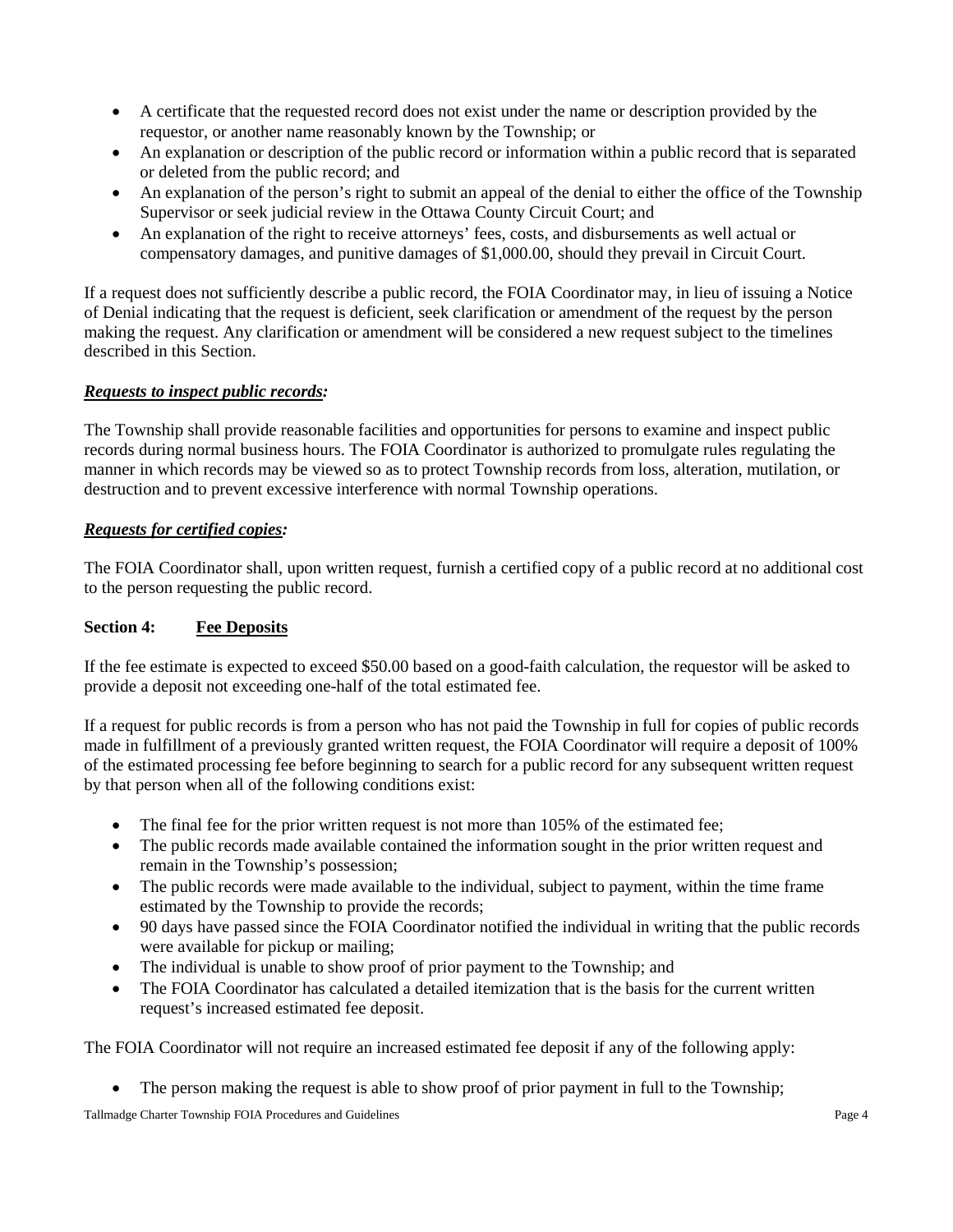- A certificate that the requested record does not exist under the name or description provided by the requestor, or another name reasonably known by the Township; or
- An explanation or description of the public record or information within a public record that is separated or deleted from the public record; and
- An explanation of the person's right to submit an appeal of the denial to either the office of the Township Supervisor or seek judicial review in the Ottawa County Circuit Court; and
- An explanation of the right to receive attorneys' fees, costs, and disbursements as well actual or compensatory damages, and punitive damages of $1,000.00, should they prevail in Circuit Court.

If a request does not sufficiently describe a public record, the FOIA Coordinator may, in lieu of issuing a Notice of Denial indicating that the request is deficient, seek clarification or amendment of the request by the person making the request. Any clarification or amendment will be considered a new request subject to the timelines described in this Section.

***Requests to inspect public records:***

The Township shall provide reasonable facilities and opportunities for persons to examine and inspect public records during normal business hours. The FOIA Coordinator is authorized to promulgate rules regulating the manner in which records may be viewed so as to protect Township records from loss, alteration, mutilation, or destruction and to prevent excessive interference with normal Township operations.

***Requests for certified copies:***

The FOIA Coordinator shall, upon written request, furnish a certified copy of a public record at no additional cost to the person requesting the public record.

**Section 4: Fee Deposits**

If the fee estimate is expected to exceed $50.00 based on a good-faith calculation, the requestor will be asked to provide a deposit not exceeding one-half of the total estimated fee.

If a request for public records is from a person who has not paid the Township in full for copies of public records made in fulfillment of a previously granted written request, the FOIA Coordinator will require a deposit of 100% of the estimated processing fee before beginning to search for a public record for any subsequent written request by that person when all of the following conditions exist:

- The final fee for the prior written request is not more than 105% of the estimated fee;
- The public records made available contained the information sought in the prior written request and remain in the Township's possession;
- The public records were made available to the individual, subject to payment, within the time frame estimated by the Township to provide the records;
- 90 days have passed since the FOIA Coordinator notified the individual in writing that the public records were available for pickup or mailing;
- The individual is unable to show proof of prior payment to the Township; and
- The FOIA Coordinator has calculated a detailed itemization that is the basis for the current written request's increased estimated fee deposit.

The FOIA Coordinator will not require an increased estimated fee deposit if any of the following apply:

- The person making the request is able to show proof of prior payment in full to the Township;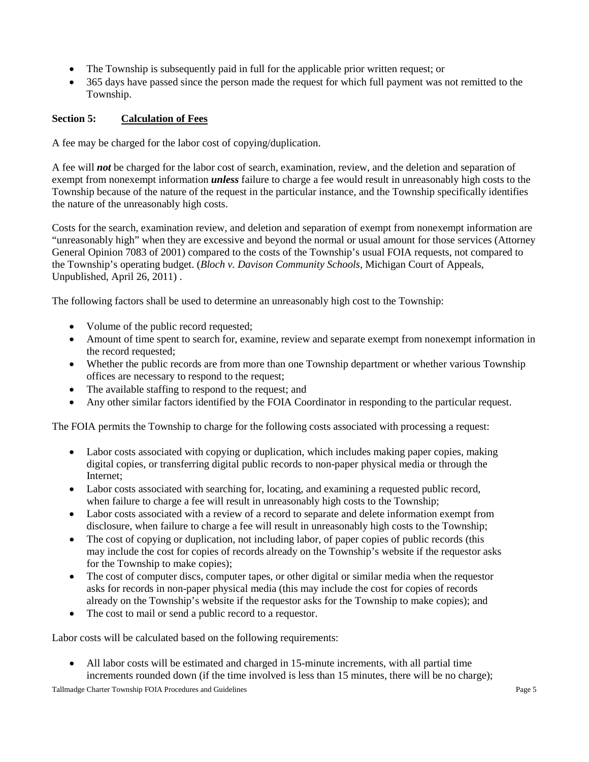- The Township is subsequently paid in full for the applicable prior written request; or
- 365 days have passed since the person made the request for which full payment was not remitted to the Township.

**Section 5: Calculation of Fees**

A fee may be charged for the labor cost of copying/duplication.

A fee will ***not*** be charged for the labor cost of search, examination, review, and the deletion and separation of exempt from nonexempt information ***unless*** failure to charge a fee would result in unreasonably high costs to the Township because of the nature of the request in the particular instance, and the Township specifically identifies the nature of the unreasonably high costs.

Costs for the search, examination review, and deletion and separation of exempt from nonexempt information are "unreasonably high" when they are excessive and beyond the normal or usual amount for those services (Attorney General Opinion 7083 of 2001) compared to the costs of the Township's usual FOIA requests, not compared to the Township's operating budget. (*Bloch v. Davison Community Schools*, Michigan Court of Appeals, Unpublished, April 26, 2011) .

The following factors shall be used to determine an unreasonably high cost to the Township:

- Volume of the public record requested;
- Amount of time spent to search for, examine, review and separate exempt from nonexempt information in the record requested;
- Whether the public records are from more than one Township department or whether various Township offices are necessary to respond to the request;
- The available staffing to respond to the request; and
- Any other similar factors identified by the FOIA Coordinator in responding to the particular request.

The FOIA permits the Township to charge for the following costs associated with processing a request:

- Labor costs associated with copying or duplication, which includes making paper copies, making digital copies, or transferring digital public records to non-paper physical media or through the Internet;
- Labor costs associated with searching for, locating, and examining a requested public record, when failure to charge a fee will result in unreasonably high costs to the Township;
- Labor costs associated with a review of a record to separate and delete information exempt from disclosure, when failure to charge a fee will result in unreasonably high costs to the Township;
- The cost of copying or duplication, not including labor, of paper copies of public records (this may include the cost for copies of records already on the Township's website if the requestor asks for the Township to make copies);
- The cost of computer discs, computer tapes, or other digital or similar media when the requestor asks for records in non-paper physical media (this may include the cost for copies of records already on the Township's website if the requestor asks for the Township to make copies); and
- The cost to mail or send a public record to a requestor.

Labor costs will be calculated based on the following requirements:

- All labor costs will be estimated and charged in 15-minute increments, with all partial time increments rounded down (if the time involved is less than 15 minutes, there will be no charge);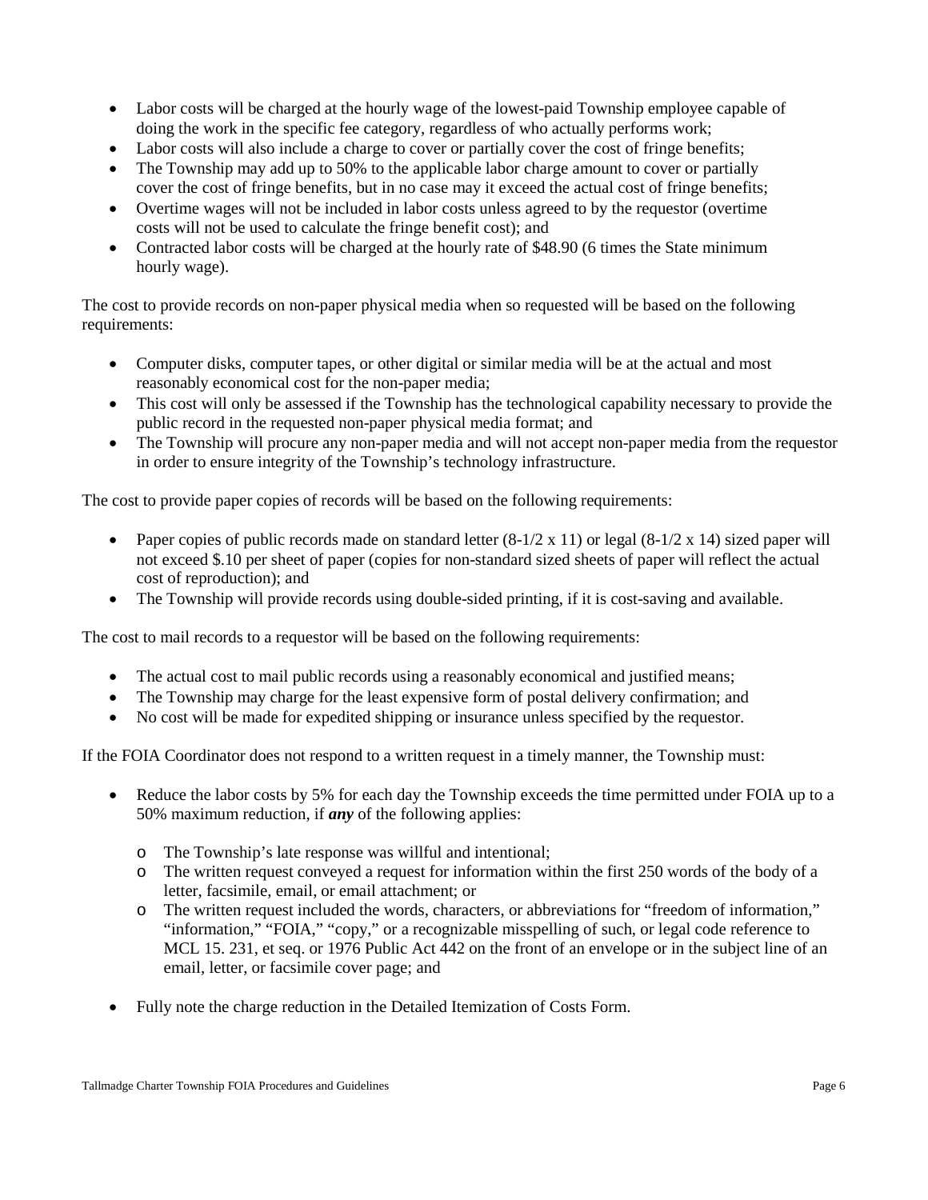- Labor costs will be charged at the hourly wage of the lowest-paid Township employee capable of doing the work in the specific fee category, regardless of who actually performs work;
- Labor costs will also include a charge to cover or partially cover the cost of fringe benefits;
- The Township may add up to 50% to the applicable labor charge amount to cover or partially cover the cost of fringe benefits, but in no case may it exceed the actual cost of fringe benefits;
- Overtime wages will not be included in labor costs unless agreed to by the requestor (overtime costs will not be used to calculate the fringe benefit cost); and
- Contracted labor costs will be charged at the hourly rate of $48.90 (6 times the State minimum hourly wage).

The cost to provide records on non-paper physical media when so requested will be based on the following requirements:

- Computer disks, computer tapes, or other digital or similar media will be at the actual and most reasonably economical cost for the non-paper media;
- This cost will only be assessed if the Township has the technological capability necessary to provide the public record in the requested non-paper physical media format; and
- The Township will procure any non-paper media and will not accept non-paper media from the requestor in order to ensure integrity of the Township's technology infrastructure.

The cost to provide paper copies of records will be based on the following requirements:

- Paper copies of public records made on standard letter (8-1/2 x 11) or legal (8-1/2 x 14) sized paper will not exceed $.10 per sheet of paper (copies for non-standard sized sheets of paper will reflect the actual cost of reproduction); and
- The Township will provide records using double-sided printing, if it is cost-saving and available.

The cost to mail records to a requestor will be based on the following requirements:

- The actual cost to mail public records using a reasonably economical and justified means;
- The Township may charge for the least expensive form of postal delivery confirmation; and
- No cost will be made for expedited shipping or insurance unless specified by the requestor.

If the FOIA Coordinator does not respond to a written request in a timely manner, the Township must:

- Reduce the labor costs by 5% for each day the Township exceeds the time permitted under FOIA up to a 50% maximum reduction, if ***any*** of the following applies:
  - The Township's late response was willful and intentional;
  - The written request conveyed a request for information within the first 250 words of the body of a letter, facsimile, email, or email attachment; or
  - The written request included the words, characters, or abbreviations for "freedom of information," "information," "FOIA," "copy," or a recognizable misspelling of such, or legal code reference to MCL 15. 231, et seq. or 1976 Public Act 442 on the front of an envelope or in the subject line of an email, letter, or facsimile cover page; and
- Fully note the charge reduction in the Detailed Itemization of Costs Form.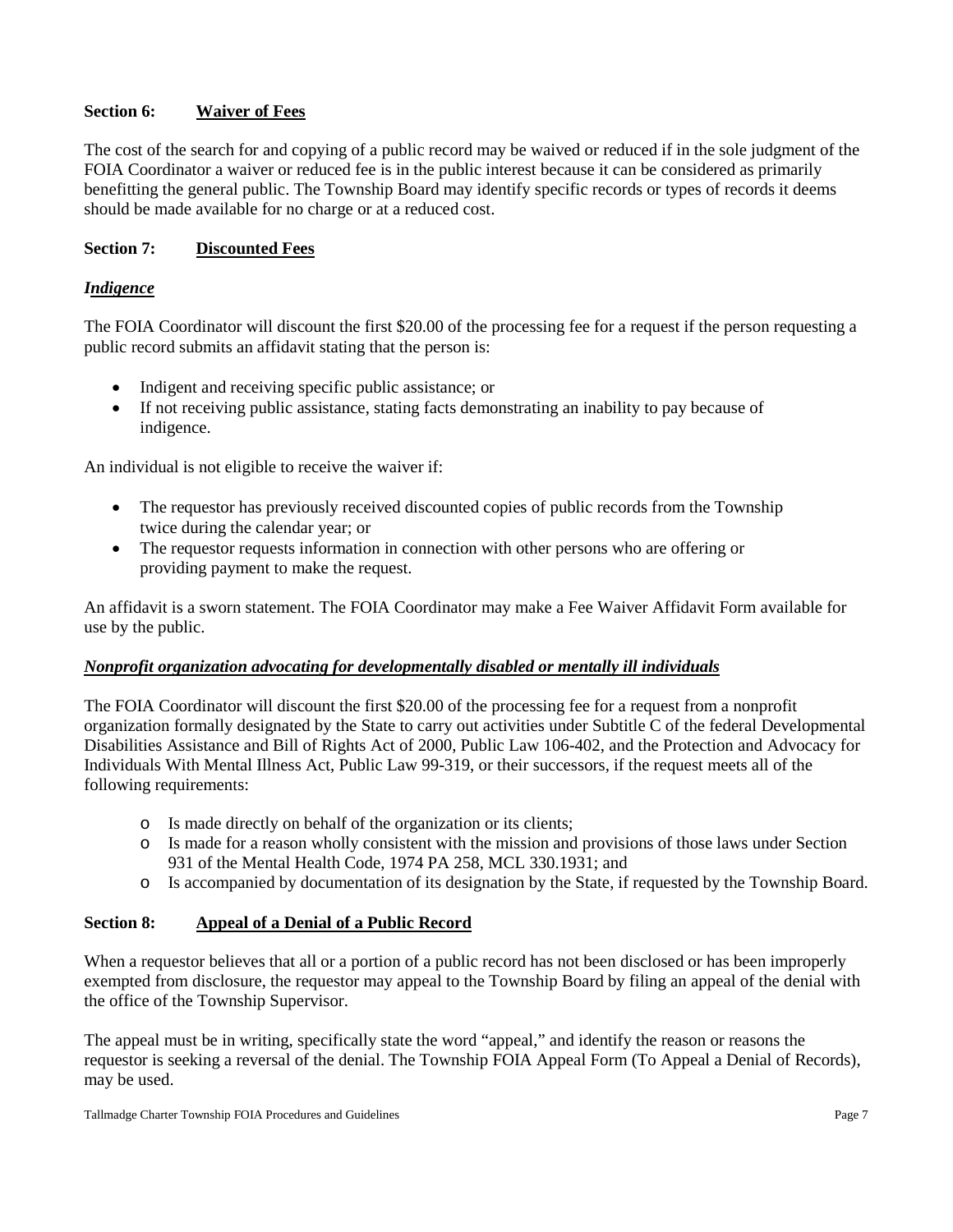## Section 6: Waiver of Fees

The cost of the search for and copying of a public record may be waived or reduced if in the sole judgment of the FOIA Coordinator a waiver or reduced fee is in the public interest because it can be considered as primarily benefitting the general public. The Township Board may identify specific records or types of records it deems should be made available for no charge or at a reduced cost.

## Section 7: Discounted Fees

### *Indigence*

The FOIA Coordinator will discount the first $20.00 of the processing fee for a request if the person requesting a public record submits an affidavit stating that the person is:

- Indigent and receiving specific public assistance; or
- If not receiving public assistance, stating facts demonstrating an inability to pay because of indigence.

An individual is not eligible to receive the waiver if:

- The requestor has previously received discounted copies of public records from the Township twice during the calendar year; or
- The requestor requests information in connection with other persons who are offering or providing payment to make the request.

An affidavit is a sworn statement. The FOIA Coordinator may make a Fee Waiver Affidavit Form available for use by the public.

### *Nonprofit organization advocating for developmentally disabled or mentally ill individuals*

The FOIA Coordinator will discount the first $20.00 of the processing fee for a request from a nonprofit organization formally designated by the State to carry out activities under Subtitle C of the federal Developmental Disabilities Assistance and Bill of Rights Act of 2000, Public Law 106-402, and the Protection and Advocacy for Individuals With Mental Illness Act, Public Law 99-319, or their successors, if the request meets all of the following requirements:

- Is made directly on behalf of the organization or its clients;
- Is made for a reason wholly consistent with the mission and provisions of those laws under Section 931 of the Mental Health Code, 1974 PA 258, MCL 330.1931; and
- Is accompanied by documentation of its designation by the State, if requested by the Township Board.

## Section 8: Appeal of a Denial of a Public Record

When a requestor believes that all or a portion of a public record has not been disclosed or has been improperly exempted from disclosure, the requestor may appeal to the Township Board by filing an appeal of the denial with the office of the Township Supervisor.

The appeal must be in writing, specifically state the word "appeal," and identify the reason or reasons the requestor is seeking a reversal of the denial. The Township FOIA Appeal Form (To Appeal a Denial of Records), may be used.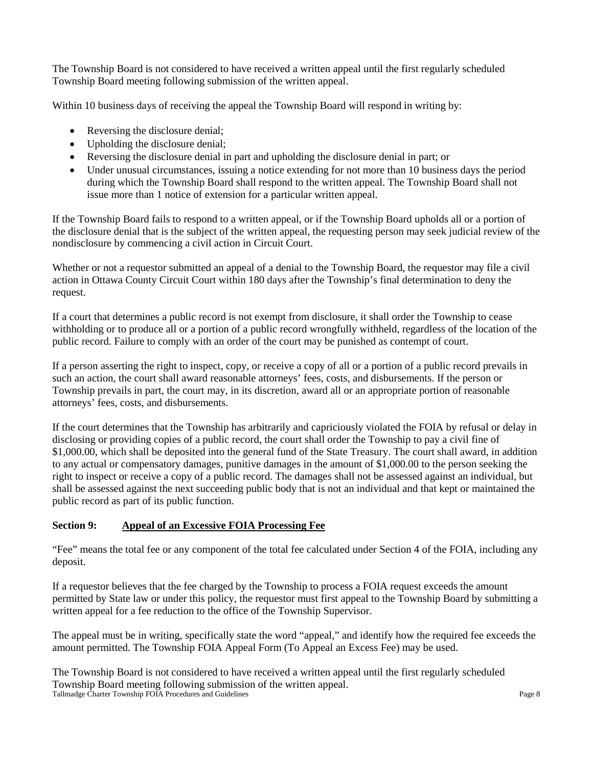The Township Board is not considered to have received a written appeal until the first regularly scheduled Township Board meeting following submission of the written appeal.

Within 10 business days of receiving the appeal the Township Board will respond in writing by:

- Reversing the disclosure denial;
- Upholding the disclosure denial;
- Reversing the disclosure denial in part and upholding the disclosure denial in part; or
- Under unusual circumstances, issuing a notice extending for not more than 10 business days the period during which the Township Board shall respond to the written appeal. The Township Board shall not issue more than 1 notice of extension for a particular written appeal.

If the Township Board fails to respond to a written appeal, or if the Township Board upholds all or a portion of the disclosure denial that is the subject of the written appeal, the requesting person may seek judicial review of the nondisclosure by commencing a civil action in Circuit Court.

Whether or not a requestor submitted an appeal of a denial to the Township Board, the requestor may file a civil action in Ottawa County Circuit Court within 180 days after the Township's final determination to deny the request.

If a court that determines a public record is not exempt from disclosure, it shall order the Township to cease withholding or to produce all or a portion of a public record wrongfully withheld, regardless of the location of the public record. Failure to comply with an order of the court may be punished as contempt of court.

If a person asserting the right to inspect, copy, or receive a copy of all or a portion of a public record prevails in such an action, the court shall award reasonable attorneys' fees, costs, and disbursements. If the person or Township prevails in part, the court may, in its discretion, award all or an appropriate portion of reasonable attorneys' fees, costs, and disbursements.

If the court determines that the Township has arbitrarily and capriciously violated the FOIA by refusal or delay in disclosing or providing copies of a public record, the court shall order the Township to pay a civil fine of $1,000.00, which shall be deposited into the general fund of the State Treasury. The court shall award, in addition to any actual or compensatory damages, punitive damages in the amount of $1,000.00 to the person seeking the right to inspect or receive a copy of a public record. The damages shall not be assessed against an individual, but shall be assessed against the next succeeding public body that is not an individual and that kept or maintained the public record as part of its public function.

## Section 9: Appeal of an Excessive FOIA Processing Fee

"Fee" means the total fee or any component of the total fee calculated under Section 4 of the FOIA, including any deposit.

If a requestor believes that the fee charged by the Township to process a FOIA request exceeds the amount permitted by State law or under this policy, the requestor must first appeal to the Township Board by submitting a written appeal for a fee reduction to the office of the Township Supervisor.

The appeal must be in writing, specifically state the word "appeal," and identify how the required fee exceeds the amount permitted. The Township FOIA Appeal Form (To Appeal an Excess Fee) may be used.

The Township Board is not considered to have received a written appeal until the first regularly scheduled Township Board meeting following submission of the written appeal.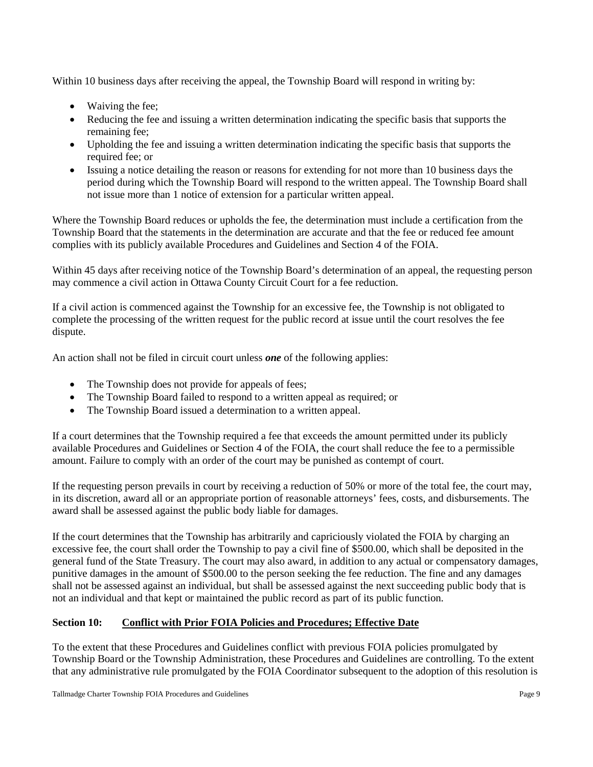Within 10 business days after receiving the appeal, the Township Board will respond in writing by:

- Waiving the fee;
- Reducing the fee and issuing a written determination indicating the specific basis that supports the remaining fee;
- Upholding the fee and issuing a written determination indicating the specific basis that supports the required fee; or
- Issuing a notice detailing the reason or reasons for extending for not more than 10 business days the period during which the Township Board will respond to the written appeal. The Township Board shall not issue more than 1 notice of extension for a particular written appeal.

Where the Township Board reduces or upholds the fee, the determination must include a certification from the Township Board that the statements in the determination are accurate and that the fee or reduced fee amount complies with its publicly available Procedures and Guidelines and Section 4 of the FOIA.

Within 45 days after receiving notice of the Township Board's determination of an appeal, the requesting person may commence a civil action in Ottawa County Circuit Court for a fee reduction.

If a civil action is commenced against the Township for an excessive fee, the Township is not obligated to complete the processing of the written request for the public record at issue until the court resolves the fee dispute.

An action shall not be filed in circuit court unless ***one*** of the following applies:

- The Township does not provide for appeals of fees;
- The Township Board failed to respond to a written appeal as required; or
- The Township Board issued a determination to a written appeal.

If a court determines that the Township required a fee that exceeds the amount permitted under its publicly available Procedures and Guidelines or Section 4 of the FOIA, the court shall reduce the fee to a permissible amount. Failure to comply with an order of the court may be punished as contempt of court.

If the requesting person prevails in court by receiving a reduction of 50% or more of the total fee, the court may, in its discretion, award all or an appropriate portion of reasonable attorneys' fees, costs, and disbursements. The award shall be assessed against the public body liable for damages.

If the court determines that the Township has arbitrarily and capriciously violated the FOIA by charging an excessive fee, the court shall order the Township to pay a civil fine of $500.00, which shall be deposited in the general fund of the State Treasury. The court may also award, in addition to any actual or compensatory damages, punitive damages in the amount of $500.00 to the person seeking the fee reduction. The fine and any damages shall not be assessed against an individual, but shall be assessed against the next succeeding public body that is not an individual and that kept or maintained the public record as part of its public function.

## Section 10: Conflict with Prior FOIA Policies and Procedures; Effective Date

To the extent that these Procedures and Guidelines conflict with previous FOIA policies promulgated by Township Board or the Township Administration, these Procedures and Guidelines are controlling. To the extent that any administrative rule promulgated by the FOIA Coordinator subsequent to the adoption of this resolution is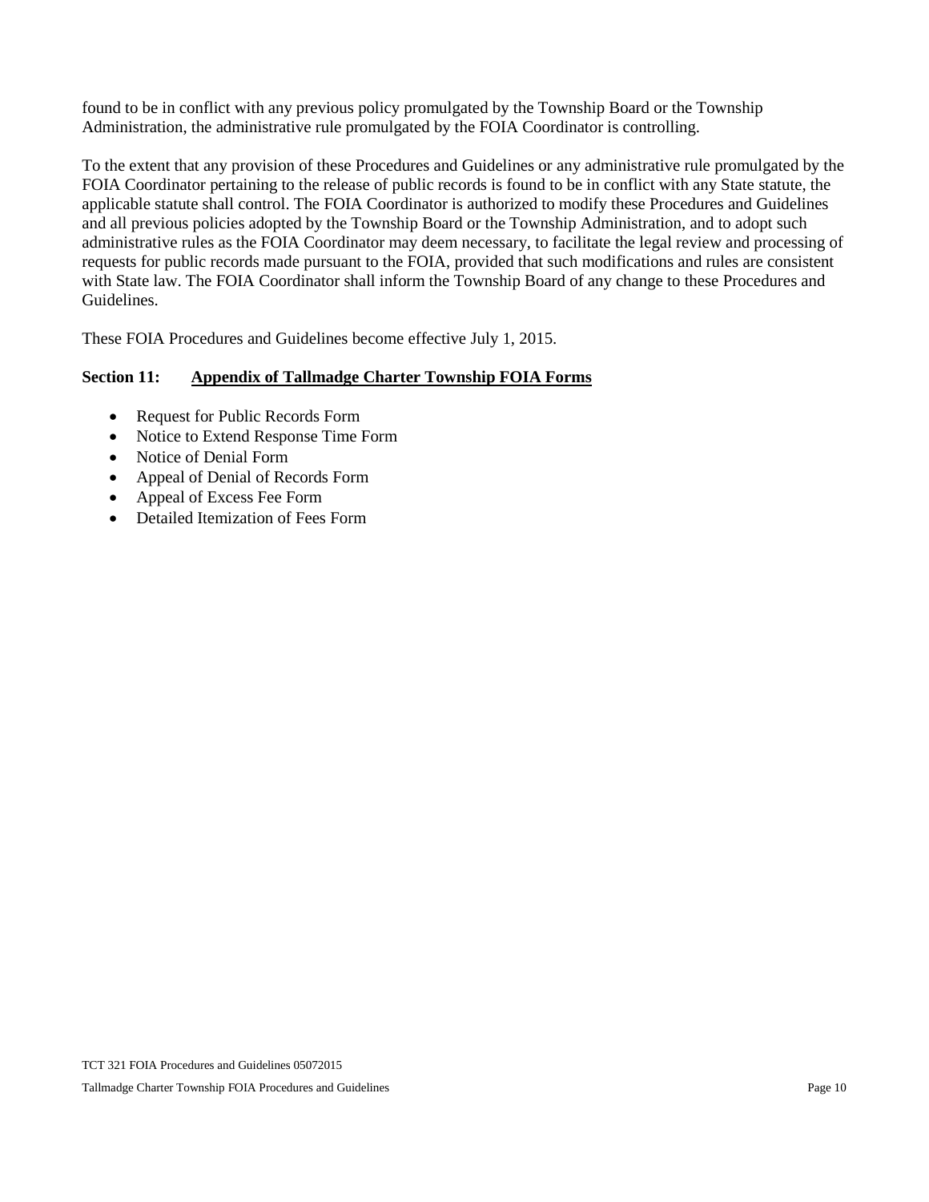found to be in conflict with any previous policy promulgated by the Township Board or the Township Administration, the administrative rule promulgated by the FOIA Coordinator is controlling.

To the extent that any provision of these Procedures and Guidelines or any administrative rule promulgated by the FOIA Coordinator pertaining to the release of public records is found to be in conflict with any State statute, the applicable statute shall control. The FOIA Coordinator is authorized to modify these Procedures and Guidelines and all previous policies adopted by the Township Board or the Township Administration, and to adopt such administrative rules as the FOIA Coordinator may deem necessary, to facilitate the legal review and processing of requests for public records made pursuant to the FOIA, provided that such modifications and rules are consistent with State law. The FOIA Coordinator shall inform the Township Board of any change to these Procedures and Guidelines.

These FOIA Procedures and Guidelines become effective July 1, 2015.

## Section 11: Appendix of Tallmadge Charter Township FOIA Forms

- Request for Public Records Form
- Notice to Extend Response Time Form
- Notice of Denial Form
- Appeal of Denial of Records Form
- Appeal of Excess Fee Form
- Detailed Itemization of Fees Form